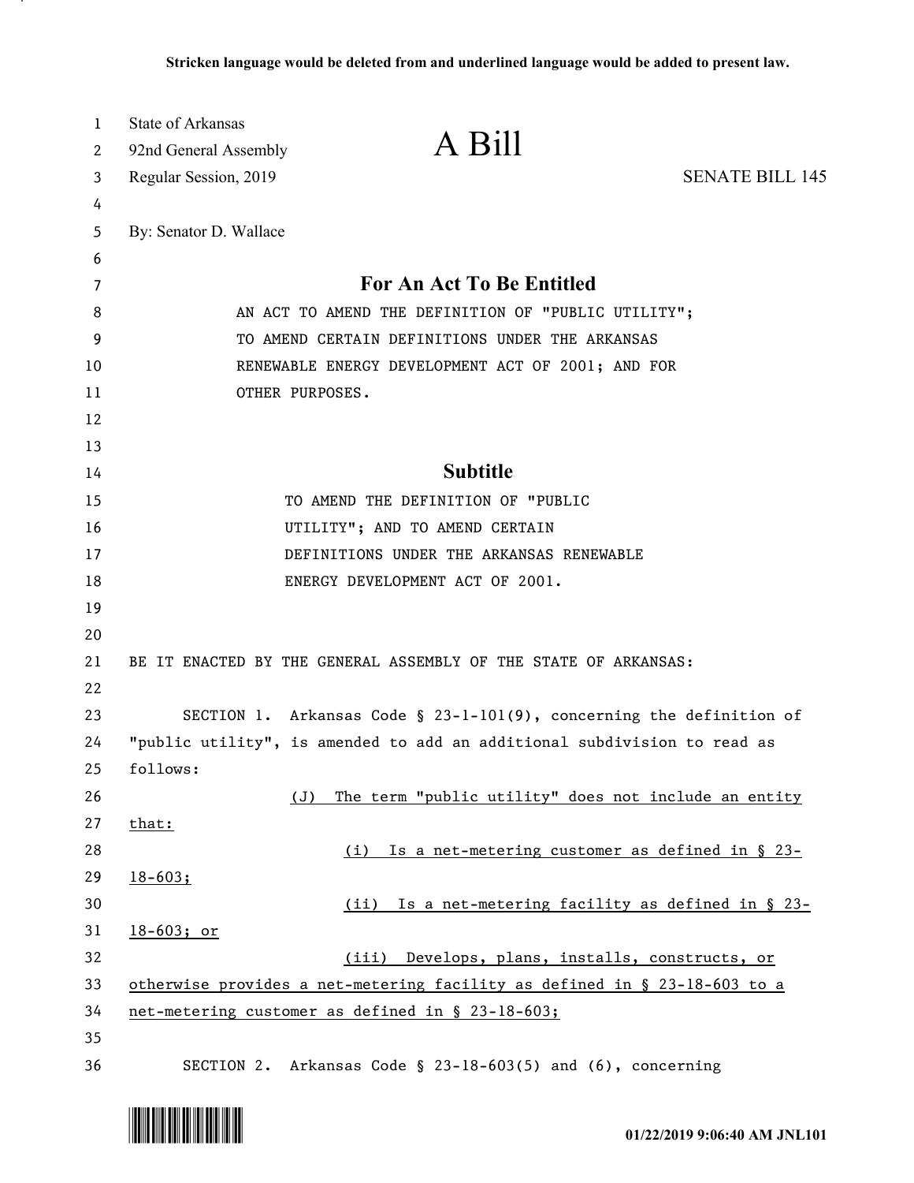Stricken language would be deleted from and underlined language would be added to present law.

State of Arkansas
92nd General Assembly
Regular Session, 2019

# A Bill

SENATE BILL 145

By: Senator D. Wallace

## For An Act To Be Entitled

AN ACT TO AMEND THE DEFINITION OF "PUBLIC UTILITY"; TO AMEND CERTAIN DEFINITIONS UNDER THE ARKANSAS RENEWABLE ENERGY DEVELOPMENT ACT OF 2001; AND FOR OTHER PURPOSES.

## Subtitle

TO AMEND THE DEFINITION OF "PUBLIC UTILITY"; AND TO AMEND CERTAIN DEFINITIONS UNDER THE ARKANSAS RENEWABLE ENERGY DEVELOPMENT ACT OF 2001.

BE IT ENACTED BY THE GENERAL ASSEMBLY OF THE STATE OF ARKANSAS:

SECTION 1. Arkansas Code § 23-1-101(9), concerning the definition of "public utility", is amended to add an additional subdivision to read as follows:

<u>(J) The term "public utility" does not include an entity that:</u>

<u>(i) Is a net-metering customer as defined in § 23-18-603;</u>

<u>(ii) Is a net-metering facility as defined in § 23-18-603; or</u>

<u>(iii) Develops, plans, installs, constructs, or otherwise provides a net-metering facility as defined in § 23-18-603 to a net-metering customer as defined in § 23-18-603;</u>

SECTION 2. Arkansas Code § 23-18-603(5) and (6), concerning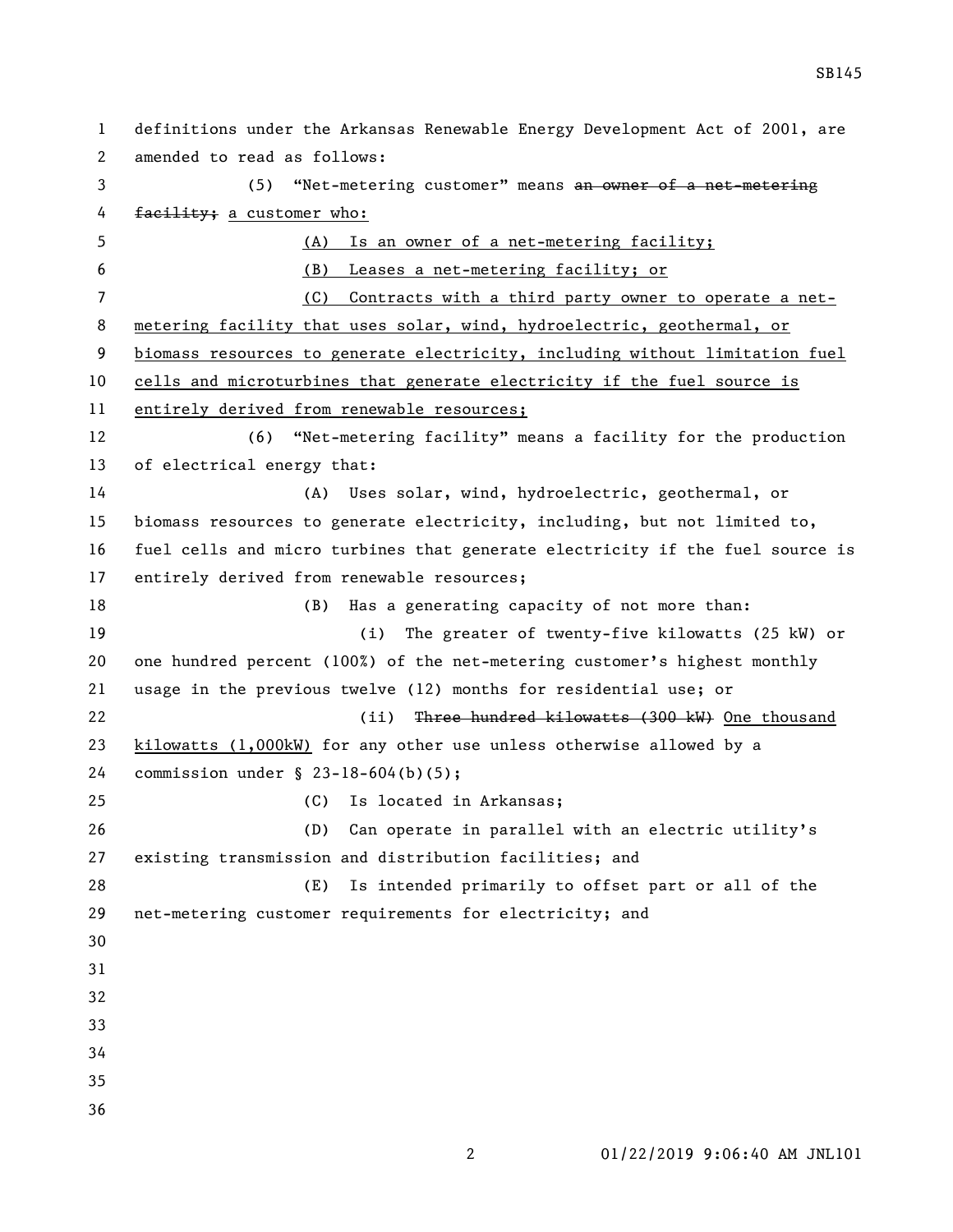definitions under the Arkansas Renewable Energy Development Act of 2001, are amended to read as follows:

(5) "Net-metering customer" means ~~an owner of a net-metering facility;~~ a customer who:

(A) Is an owner of a net-metering facility;

(B) Leases a net-metering facility; or

(C) Contracts with a third party owner to operate a net-metering facility that uses solar, wind, hydroelectric, geothermal, or biomass resources to generate electricity, including without limitation fuel cells and microturbines that generate electricity if the fuel source is entirely derived from renewable resources;

(6) "Net-metering facility" means a facility for the production of electrical energy that:

(A) Uses solar, wind, hydroelectric, geothermal, or biomass resources to generate electricity, including, but not limited to, fuel cells and micro turbines that generate electricity if the fuel source is entirely derived from renewable resources;

(B) Has a generating capacity of not more than:

(i) The greater of twenty-five kilowatts (25 kW) or one hundred percent (100%) of the net-metering customer's highest monthly usage in the previous twelve (12) months for residential use; or

(ii) ~~Three hundred kilowatts (300 kW)~~ One thousand kilowatts (1,000kW) for any other use unless otherwise allowed by a commission under § 23-18-604(b)(5);

(C) Is located in Arkansas;

(D) Can operate in parallel with an electric utility's existing transmission and distribution facilities; and

(E) Is intended primarily to offset part or all of the net-metering customer requirements for electricity; and